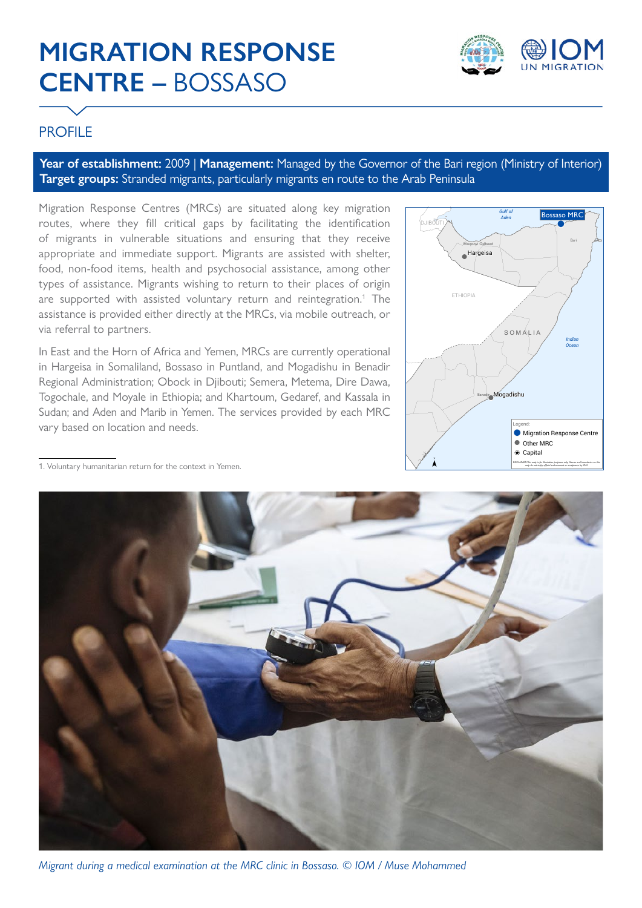# MIGRATION RESPONSE CENTRE – BOSSASO

## PROFILE

**Year of establishment:** 2009 | **Management:** Managed by the Governor of the Bari region (Ministry of Interior)
**Target groups:** Stranded migrants, particularly migrants en route to the Arab Peninsula

Migration Response Centres (MRCs) are situated along key migration routes, where they fill critical gaps by facilitating the identification of migrants in vulnerable situations and ensuring that they receive appropriate and immediate support. Migrants are assisted with shelter, food, non-food items, health and psychosocial assistance, among other types of assistance. Migrants wishing to return to their places of origin are supported with assisted voluntary return and reintegration.[1] The assistance is provided either directly at the MRCs, via mobile outreach, or via referral to partners.

In East and the Horn of Africa and Yemen, MRCs are currently operational in Hargeisa in Somaliland, Bossaso in Puntland, and Mogadishu in Benadir Regional Administration; Obock in Djibouti; Semera, Metema, Dire Dawa, Togochale, and Moyale in Ethiopia; and Khartoum, Gedaref, and Kassala in Sudan; and Aden and Marib in Yemen. The services provided by each MRC vary based on location and needs.

1. Voluntary humanitarian return for the context in Yemen.

*Migrant during a medical examination at the MRC clinic in Bossaso. © IOM / Muse Mohammed*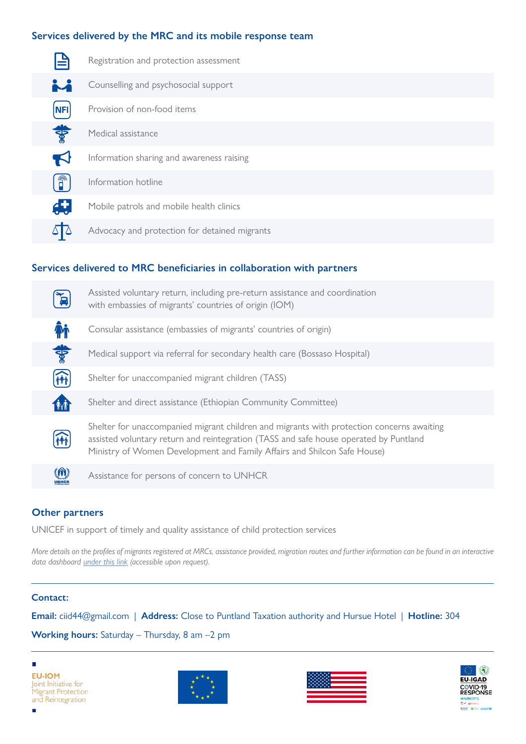## Services delivered by the MRC and its mobile response team

- Registration and protection assessment
- Counselling and psychosocial support
- Provision of non-food items
- Medical assistance
- Information sharing and awareness raising
- Information hotline
- Mobile patrols and mobile health clinics
- Advocacy and protection for detained migrants

## Services delivered to MRC beneficiaries in collaboration with partners

- Assisted voluntary return, including pre-return assistance and coordination with embassies of migrants' countries of origin (IOM)
- Consular assistance (embassies of migrants' countries of origin)
- Medical support via referral for secondary health care (Bossaso Hospital)
- Shelter for unaccompanied migrant children (TASS)
- Shelter and direct assistance (Ethiopian Community Committee)
- Shelter for unaccompanied migrant children and migrants with protection concerns awaiting assisted voluntary return and reintegration (TASS and safe house operated by Puntland Ministry of Women Development and Family Affairs and Shilcon Safe House)
- Assistance for persons of concern to UNHCR

## Other partners

UNICEF in support of timely and quality assistance of child protection services

*More details on the profiles of migrants registered at MRCs, assistance provided, migration routes and further information can be found in an interactive data dashboard under this link (accessible upon request).*

---

**Contact:**

**Email:** ciid44@gmail.com | **Address:** Close to Puntland Taxation authority and Hursue Hotel | **Hotline:** 304

**Working hours:** Saturday – Thursday, 8 am –2 pm

---

EU-IOM Joint Initiative for Migrant Protection and Reintegration

EU-IGAD COVID-19 RESPONSE